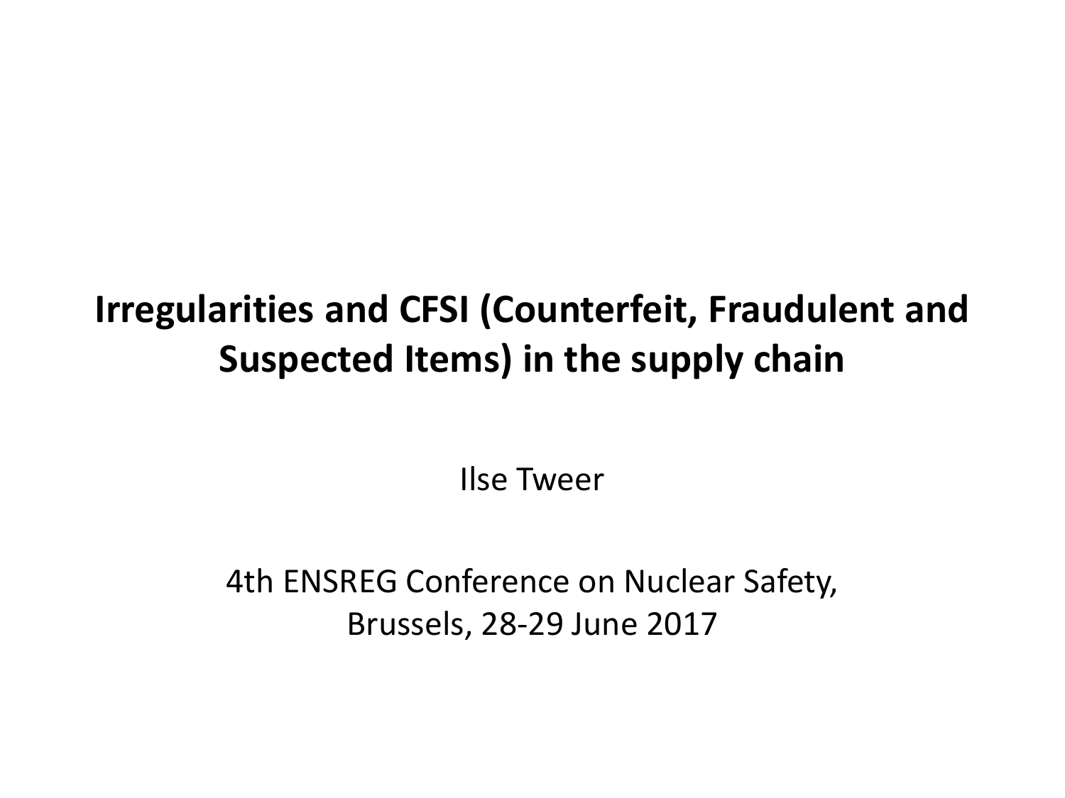# Irregularities and CFSI (Counterfeit, Fraudulent and Suspected Items) in the supply chain

Ilse Tweer

4th ENSREG Conference on Nuclear Safety,
Brussels, 28-29 June 2017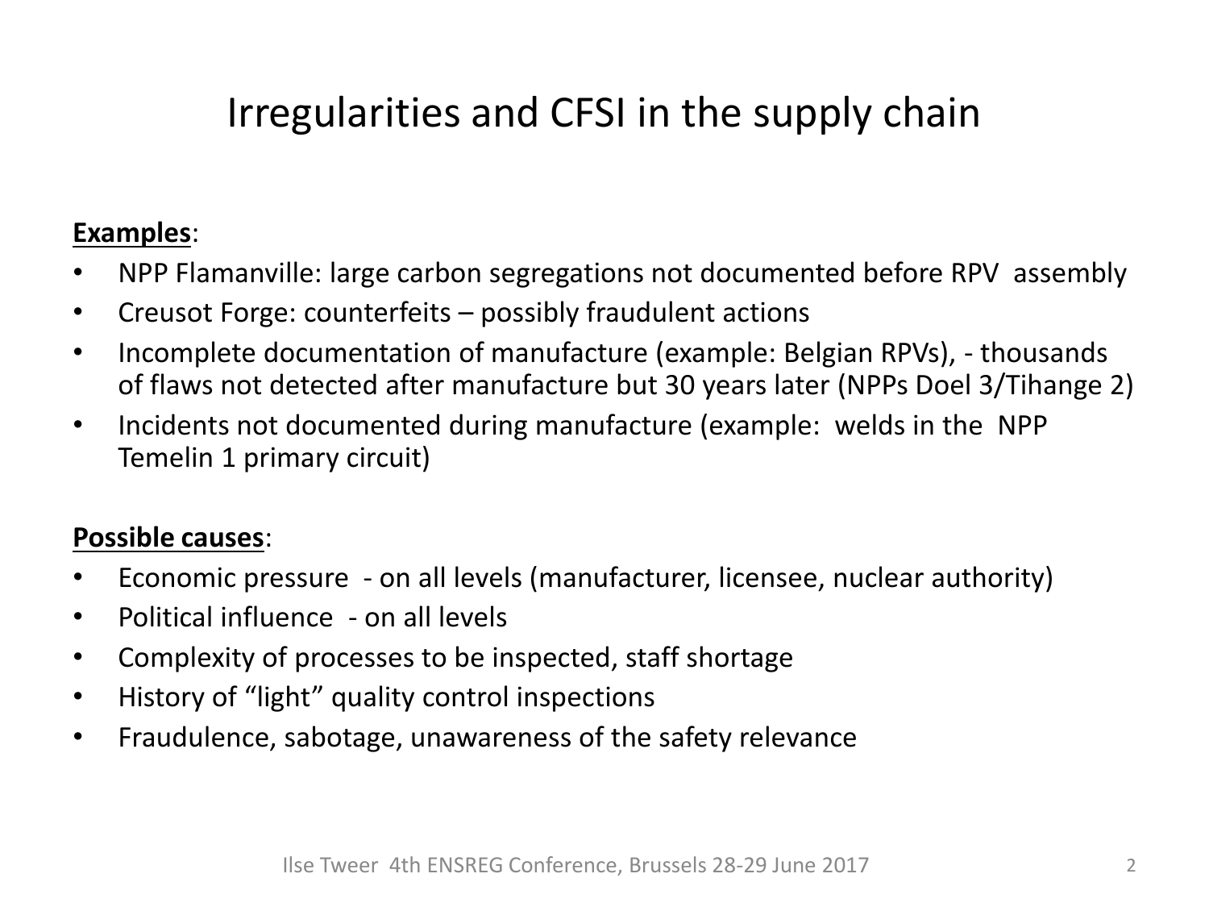# Irregularities and CFSI in the supply chain

**Examples**:

- NPP Flamanville: large carbon segregations not documented before RPV assembly
- Creusot Forge: counterfeits – possibly fraudulent actions
- Incomplete documentation of manufacture (example: Belgian RPVs), - thousands of flaws not detected after manufacture but 30 years later (NPPs Doel 3/Tihange 2)
- Incidents not documented during manufacture (example: welds in the NPP Temelin 1 primary circuit)

**Possible causes**:

- Economic pressure - on all levels (manufacturer, licensee, nuclear authority)
- Political influence - on all levels
- Complexity of processes to be inspected, staff shortage
- History of "light" quality control inspections
- Fraudulence, sabotage, unawareness of the safety relevance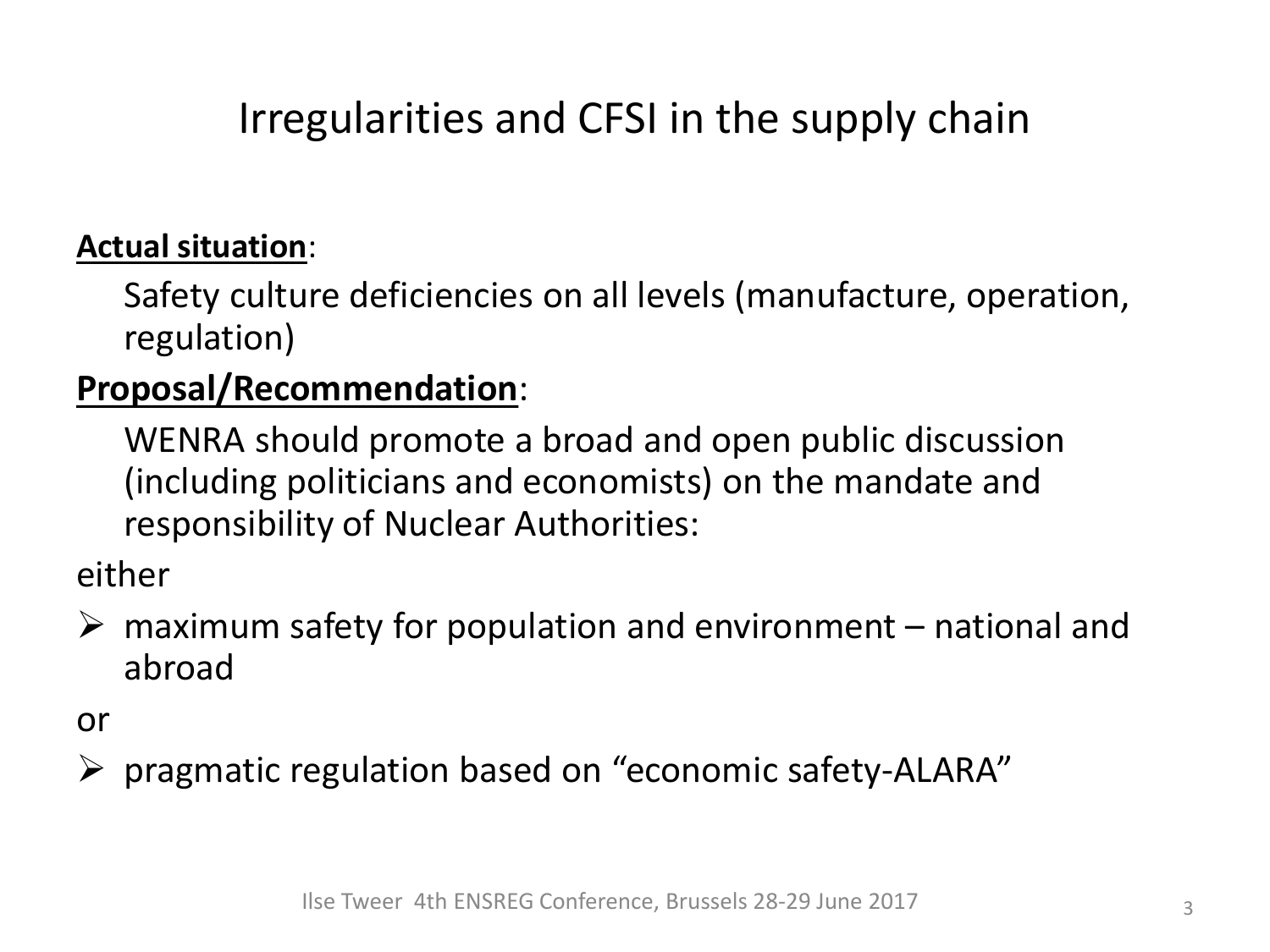# Irregularities and CFSI in the supply chain

**Actual situation**:

Safety culture deficiencies on all levels (manufacture, operation, regulation)

**Proposal/Recommendation**:

WENRA should promote a broad and open public discussion (including politicians and economists) on the mandate and responsibility of Nuclear Authorities:

either

- maximum safety for population and environment – national and abroad

or

- pragmatic regulation based on "economic safety-ALARA"